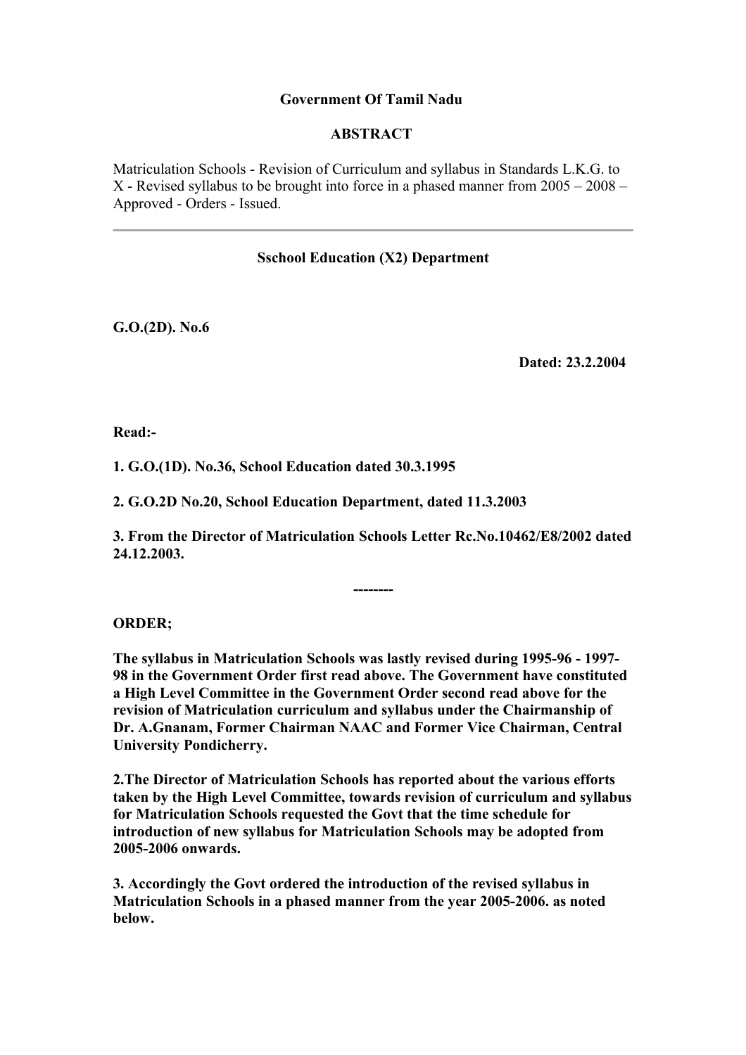**Government Of Tamil Nadu**

**ABSTRACT**

Matriculation Schools - Revision of Curriculum and syllabus in Standards L.K.G. to X - Revised syllabus to be brought into force in a phased manner from 2005 – 2008 – Approved - Orders - Issued.

---

**Sschool Education (X2) Department**

**G.O.(2D). No.6**

**Dated: 23.2.2004**

**Read:-**

**1. G.O.(1D). No.36, School Education dated 30.3.1995**

**2. G.O.2D No.20, School Education Department, dated 11.3.2003**

**3. From the Director of Matriculation Schools Letter Rc.No.10462/E8/2002 dated 24.12.2003.**

**--------**

**ORDER;**

**The syllabus in Matriculation Schools was lastly revised during 1995-96 - 1997-98 in the Government Order first read above. The Government have constituted a High Level Committee in the Government Order second read above for the revision of Matriculation curriculum and syllabus under the Chairmanship of Dr. A.Gnanam, Former Chairman NAAC and Former Vice Chairman, Central University Pondicherry.**

**2.The Director of Matriculation Schools has reported about the various efforts taken by the High Level Committee, towards revision of curriculum and syllabus for Matriculation Schools requested the Govt that the time schedule for introduction of new syllabus for Matriculation Schools may be adopted from 2005-2006 onwards.**

**3. Accordingly the Govt ordered the introduction of the revised syllabus in Matriculation Schools in a phased manner from the year 2005-2006. as noted below.**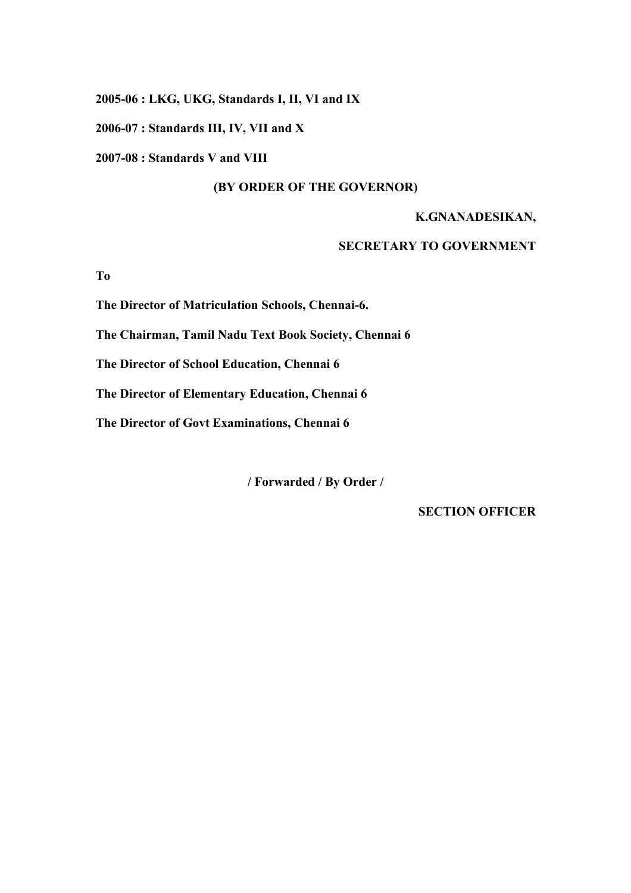**2005-06 : LKG, UKG, Standards I, II, VI and IX**

**2006-07 : Standards III, IV, VII and X**

**2007-08 : Standards V and VIII**

**(BY ORDER OF THE GOVERNOR)**

**K.GNANADESIKAN,**

**SECRETARY TO GOVERNMENT**

**To**

**The Director of Matriculation Schools, Chennai-6.**

**The Chairman, Tamil Nadu Text Book Society, Chennai 6**

**The Director of School Education, Chennai 6**

**The Director of Elementary Education, Chennai 6**

**The Director of Govt Examinations, Chennai 6**

**/ Forwarded / By Order /**

**SECTION OFFICER**